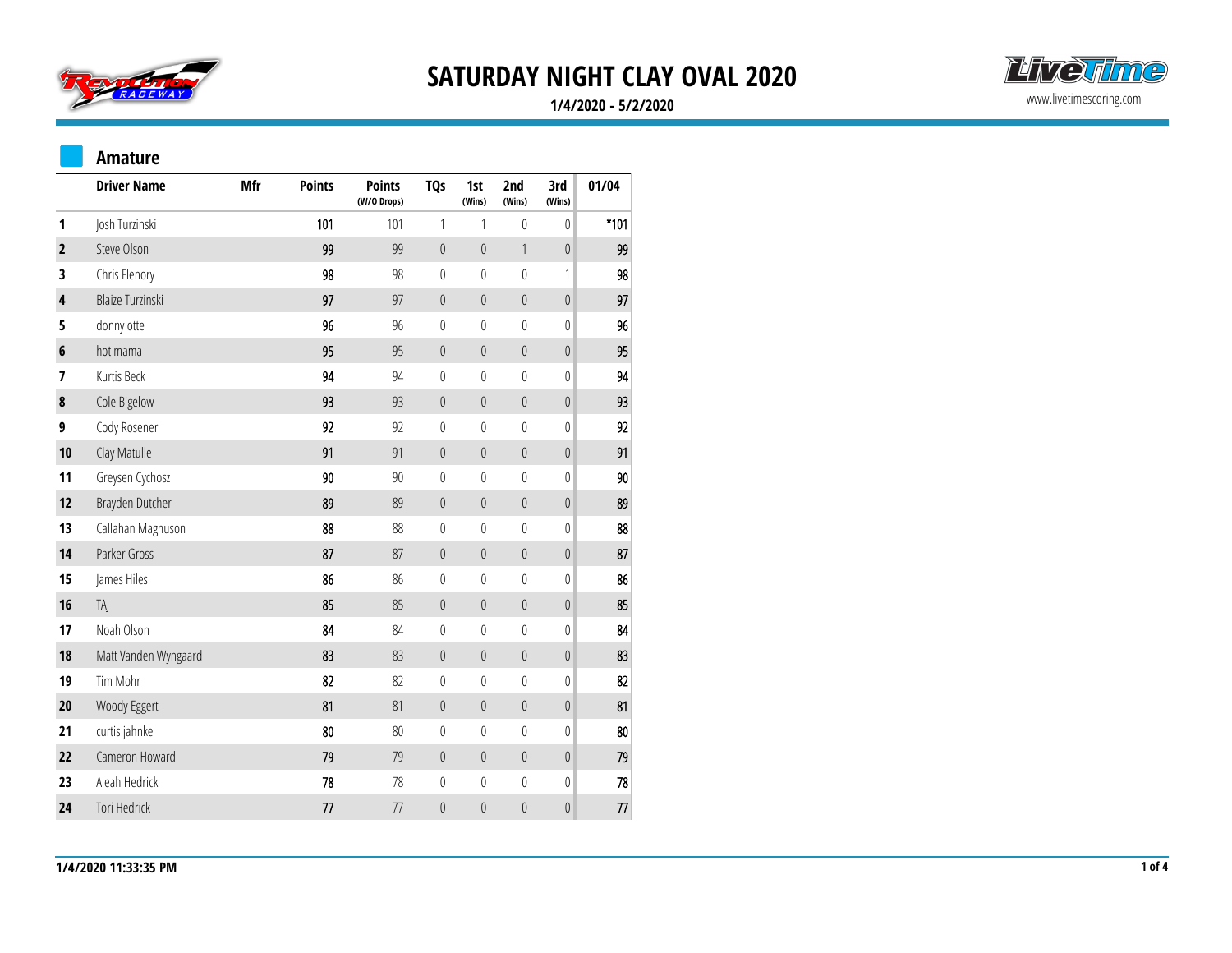# SATURDAY NIGHT CLAY OVAL 2020

**1/4/2020 - 5/2/2020**

## Amature

| | Driver Name | Mfr | Points | Points (W/O Drops) | TQs | 1st (Wins) | 2nd (Wins) | 3rd (Wins) | 01/04 |
|---|---|---|---|---|---|---|---|---|---|
| 1 | Josh Turzinski | | 101 | 101 | 1 | 1 | 0 | 0 | *101 |
| 2 | Steve Olson | | 99 | 99 | 0 | 0 | 1 | 0 | 99 |
| 3 | Chris Flenory | | 98 | 98 | 0 | 0 | 0 | 1 | 98 |
| 4 | Blaize Turzinski | | 97 | 97 | 0 | 0 | 0 | 0 | 97 |
| 5 | donny otte | | 96 | 96 | 0 | 0 | 0 | 0 | 96 |
| 6 | hot mama | | 95 | 95 | 0 | 0 | 0 | 0 | 95 |
| 7 | Kurtis Beck | | 94 | 94 | 0 | 0 | 0 | 0 | 94 |
| 8 | Cole Bigelow | | 93 | 93 | 0 | 0 | 0 | 0 | 93 |
| 9 | Cody Rosener | | 92 | 92 | 0 | 0 | 0 | 0 | 92 |
| 10 | Clay Matulle | | 91 | 91 | 0 | 0 | 0 | 0 | 91 |
| 11 | Greysen Cychosz | | 90 | 90 | 0 | 0 | 0 | 0 | 90 |
| 12 | Brayden Dutcher | | 89 | 89 | 0 | 0 | 0 | 0 | 89 |
| 13 | Callahan Magnuson | | 88 | 88 | 0 | 0 | 0 | 0 | 88 |
| 14 | Parker Gross | | 87 | 87 | 0 | 0 | 0 | 0 | 87 |
| 15 | James Hiles | | 86 | 86 | 0 | 0 | 0 | 0 | 86 |
| 16 | TAJ | | 85 | 85 | 0 | 0 | 0 | 0 | 85 |
| 17 | Noah Olson | | 84 | 84 | 0 | 0 | 0 | 0 | 84 |
| 18 | Matt Vanden Wyngaard | | 83 | 83 | 0 | 0 | 0 | 0 | 83 |
| 19 | Tim Mohr | | 82 | 82 | 0 | 0 | 0 | 0 | 82 |
| 20 | Woody Eggert | | 81 | 81 | 0 | 0 | 0 | 0 | 81 |
| 21 | curtis jahnke | | 80 | 80 | 0 | 0 | 0 | 0 | 80 |
| 22 | Cameron Howard | | 79 | 79 | 0 | 0 | 0 | 0 | 79 |
| 23 | Aleah Hedrick | | 78 | 78 | 0 | 0 | 0 | 0 | 78 |
| 24 | Tori Hedrick | | 77 | 77 | 0 | 0 | 0 | 0 | 77 |

1/4/2020 11:33:35 PM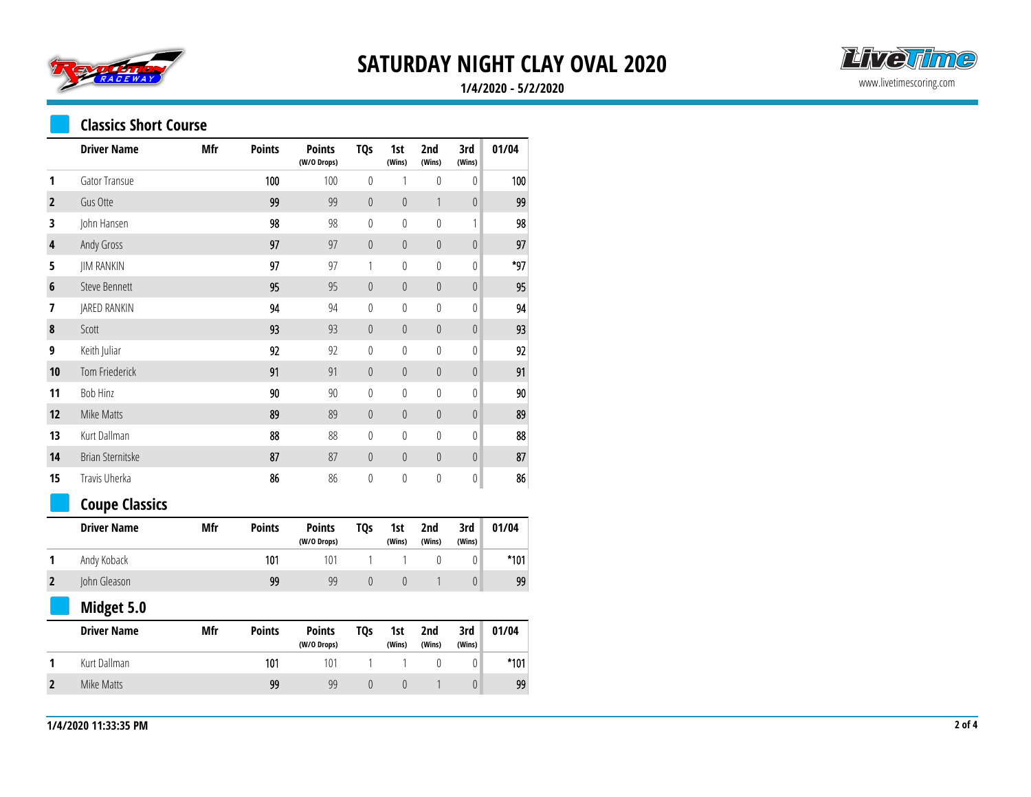# SATURDAY NIGHT CLAY OVAL 2020

**1/4/2020 - 5/2/2020**

## Classics Short Course

| | Driver Name | Mfr | Points | Points (W/O Drops) | TQs | 1st (Wins) | 2nd (Wins) | 3rd (Wins) | 01/04 |
|---|---|---|---|---|---|---|---|---|---|
| 1 | Gator Transue | | 100 | 100 | 0 | 1 | 0 | 0 | 100 |
| 2 | Gus Otte | | 99 | 99 | 0 | 0 | 1 | 0 | 99 |
| 3 | John Hansen | | 98 | 98 | 0 | 0 | 0 | 1 | 98 |
| 4 | Andy Gross | | 97 | 97 | 0 | 0 | 0 | 0 | 97 |
| 5 | JIM RANKIN | | 97 | 97 | 1 | 0 | 0 | 0 | *97 |
| 6 | Steve Bennett | | 95 | 95 | 0 | 0 | 0 | 0 | 95 |
| 7 | JARED RANKIN | | 94 | 94 | 0 | 0 | 0 | 0 | 94 |
| 8 | Scott | | 93 | 93 | 0 | 0 | 0 | 0 | 93 |
| 9 | Keith Juliar | | 92 | 92 | 0 | 0 | 0 | 0 | 92 |
| 10 | Tom Friederick | | 91 | 91 | 0 | 0 | 0 | 0 | 91 |
| 11 | Bob Hinz | | 90 | 90 | 0 | 0 | 0 | 0 | 90 |
| 12 | Mike Matts | | 89 | 89 | 0 | 0 | 0 | 0 | 89 |
| 13 | Kurt Dallman | | 88 | 88 | 0 | 0 | 0 | 0 | 88 |
| 14 | Brian Sternitske | | 87 | 87 | 0 | 0 | 0 | 0 | 87 |
| 15 | Travis Uherka | | 86 | 86 | 0 | 0 | 0 | 0 | 86 |

## Coupe Classics

| | Driver Name | Mfr | Points | Points (W/O Drops) | TQs | 1st (Wins) | 2nd (Wins) | 3rd (Wins) | 01/04 |
|---|---|---|---|---|---|---|---|---|---|
| 1 | Andy Koback | | 101 | 101 | 1 | 1 | 0 | 0 | *101 |
| 2 | John Gleason | | 99 | 99 | 0 | 0 | 1 | 0 | 99 |

## Midget 5.0

| | Driver Name | Mfr | Points | Points (W/O Drops) | TQs | 1st (Wins) | 2nd (Wins) | 3rd (Wins) | 01/04 |
|---|---|---|---|---|---|---|---|---|---|
| 1 | Kurt Dallman | | 101 | 101 | 1 | 1 | 0 | 0 | *101 |
| 2 | Mike Matts | | 99 | 99 | 0 | 0 | 1 | 0 | 99 |

1/4/2020 11:33:35 PM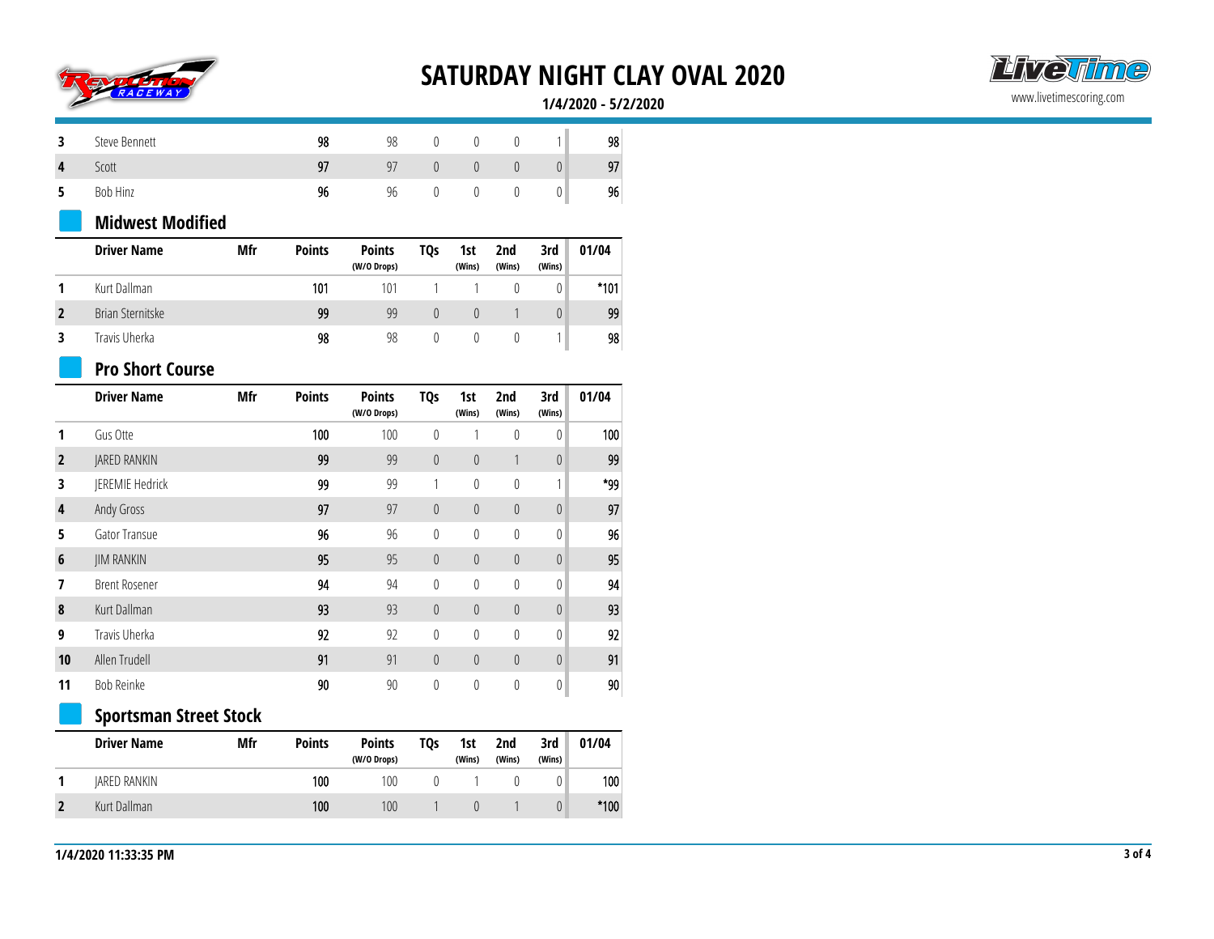# SATURDAY NIGHT CLAY OVAL 2020

**1/4/2020 - 5/2/2020**

| | Driver Name | Mfr | Points | Points (W/O Drops) | TQs | 1st (Wins) | 2nd (Wins) | 3rd (Wins) | 01/04 |
|---|---|---|---|---|---|---|---|---|---|
| 3 | Steve Bennett | | 98 | 98 | 0 | 0 | 0 | 1 | 98 |
| 4 | Scott | | 97 | 97 | 0 | 0 | 0 | 0 | 97 |
| 5 | Bob Hinz | | 96 | 96 | 0 | 0 | 0 | 0 | 96 |

## Midwest Modified

| | Driver Name | Mfr | Points | Points (W/O Drops) | TQs | 1st (Wins) | 2nd (Wins) | 3rd (Wins) | 01/04 |
|---|---|---|---|---|---|---|---|---|---|
| 1 | Kurt Dallman | | 101 | 101 | 1 | 1 | 0 | 0 | *101 |
| 2 | Brian Sternitske | | 99 | 99 | 0 | 0 | 1 | 0 | 99 |
| 3 | Travis Uherka | | 98 | 98 | 0 | 0 | 0 | 1 | 98 |

## Pro Short Course

| | Driver Name | Mfr | Points | Points (W/O Drops) | TQs | 1st (Wins) | 2nd (Wins) | 3rd (Wins) | 01/04 |
|---|---|---|---|---|---|---|---|---|---|
| 1 | Gus Otte | | 100 | 100 | 0 | 1 | 0 | 0 | 100 |
| 2 | JARED RANKIN | | 99 | 99 | 0 | 0 | 1 | 0 | 99 |
| 3 | JEREMIE Hedrick | | 99 | 99 | 1 | 0 | 0 | 1 | *99 |
| 4 | Andy Gross | | 97 | 97 | 0 | 0 | 0 | 0 | 97 |
| 5 | Gator Transue | | 96 | 96 | 0 | 0 | 0 | 0 | 96 |
| 6 | JIM RANKIN | | 95 | 95 | 0 | 0 | 0 | 0 | 95 |
| 7 | Brent Rosener | | 94 | 94 | 0 | 0 | 0 | 0 | 94 |
| 8 | Kurt Dallman | | 93 | 93 | 0 | 0 | 0 | 0 | 93 |
| 9 | Travis Uherka | | 92 | 92 | 0 | 0 | 0 | 0 | 92 |
| 10 | Allen Trudell | | 91 | 91 | 0 | 0 | 0 | 0 | 91 |
| 11 | Bob Reinke | | 90 | 90 | 0 | 0 | 0 | 0 | 90 |

## Sportsman Street Stock

| | Driver Name | Mfr | Points | Points (W/O Drops) | TQs | 1st (Wins) | 2nd (Wins) | 3rd (Wins) | 01/04 |
|---|---|---|---|---|---|---|---|---|---|
| 1 | JARED RANKIN | | 100 | 100 | 0 | 1 | 0 | 0 | 100 |
| 2 | Kurt Dallman | | 100 | 100 | 1 | 0 | 1 | 0 | *100 |

**1/4/2020 11:33:35 PM**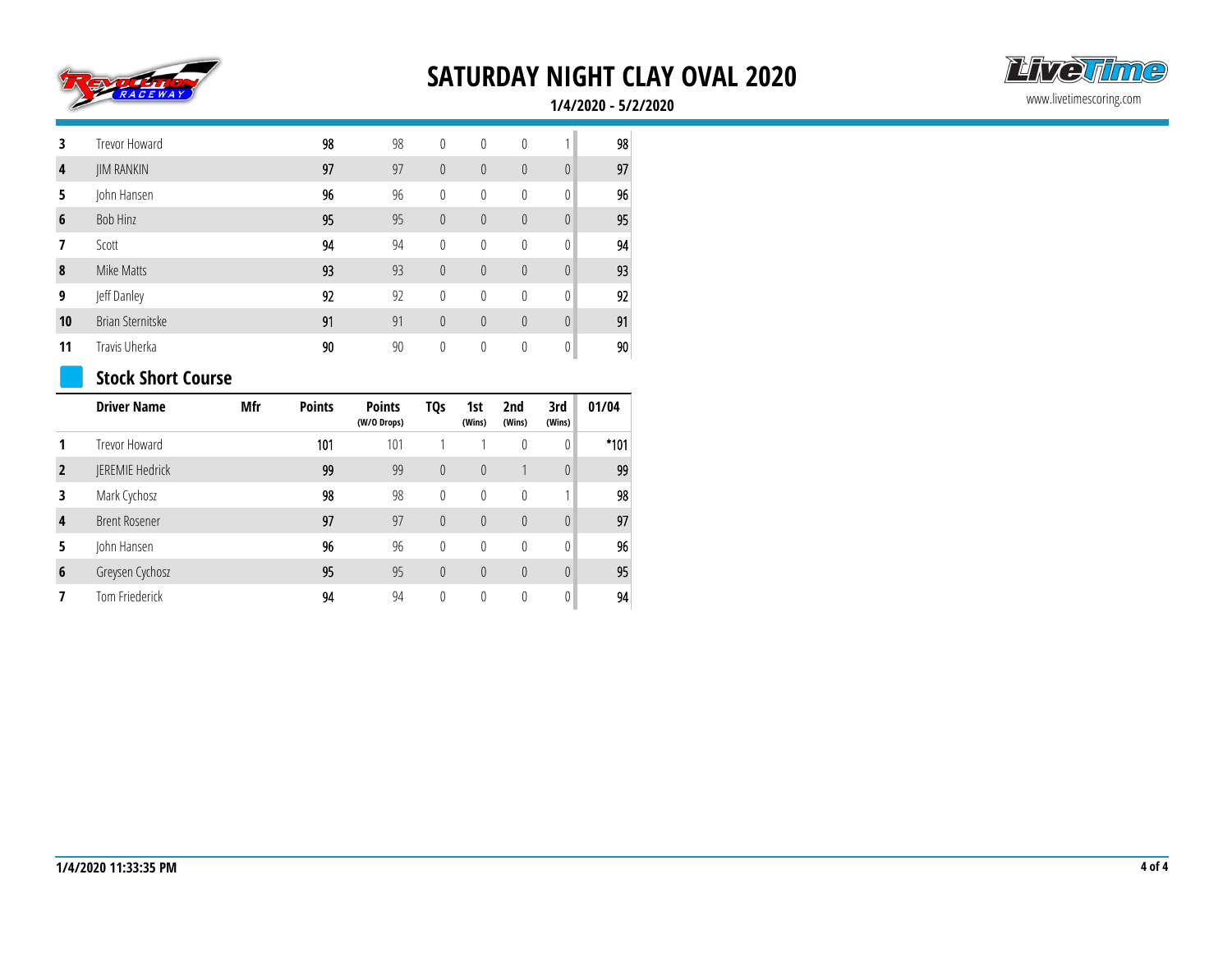# SATURDAY NIGHT CLAY OVAL 2020

**1/4/2020 - 5/2/2020**

| | | | | | | | | | |
|---|---|---|---|---|---|---|---|---|---|
| 3 | Trevor Howard | | 98 | 98 | 0 | 0 | 0 | 1 | 98 |
| 4 | JIM RANKIN | | 97 | 97 | 0 | 0 | 0 | 0 | 97 |
| 5 | John Hansen | | 96 | 96 | 0 | 0 | 0 | 0 | 96 |
| 6 | Bob Hinz | | 95 | 95 | 0 | 0 | 0 | 0 | 95 |
| 7 | Scott | | 94 | 94 | 0 | 0 | 0 | 0 | 94 |
| 8 | Mike Matts | | 93 | 93 | 0 | 0 | 0 | 0 | 93 |
| 9 | Jeff Danley | | 92 | 92 | 0 | 0 | 0 | 0 | 92 |
| 10 | Brian Sternitske | | 91 | 91 | 0 | 0 | 0 | 0 | 91 |
| 11 | Travis Uherka | | 90 | 90 | 0 | 0 | 0 | 0 | 90 |

## Stock Short Course

| | Driver Name | Mfr | Points | Points (W/O Drops) | TQs | 1st (Wins) | 2nd (Wins) | 3rd (Wins) | 01/04 |
|---|---|---|---|---|---|---|---|---|---|
| 1 | Trevor Howard | | 101 | 101 | 1 | 1 | 0 | 0 | *101 |
| 2 | JEREMIE Hedrick | | 99 | 99 | 0 | 0 | 1 | 0 | 99 |
| 3 | Mark Cychosz | | 98 | 98 | 0 | 0 | 0 | 1 | 98 |
| 4 | Brent Rosener | | 97 | 97 | 0 | 0 | 0 | 0 | 97 |
| 5 | John Hansen | | 96 | 96 | 0 | 0 | 0 | 0 | 96 |
| 6 | Greysen Cychosz | | 95 | 95 | 0 | 0 | 0 | 0 | 95 |
| 7 | Tom Friederick | | 94 | 94 | 0 | 0 | 0 | 0 | 94 |

1/4/2020 11:33:35 PM